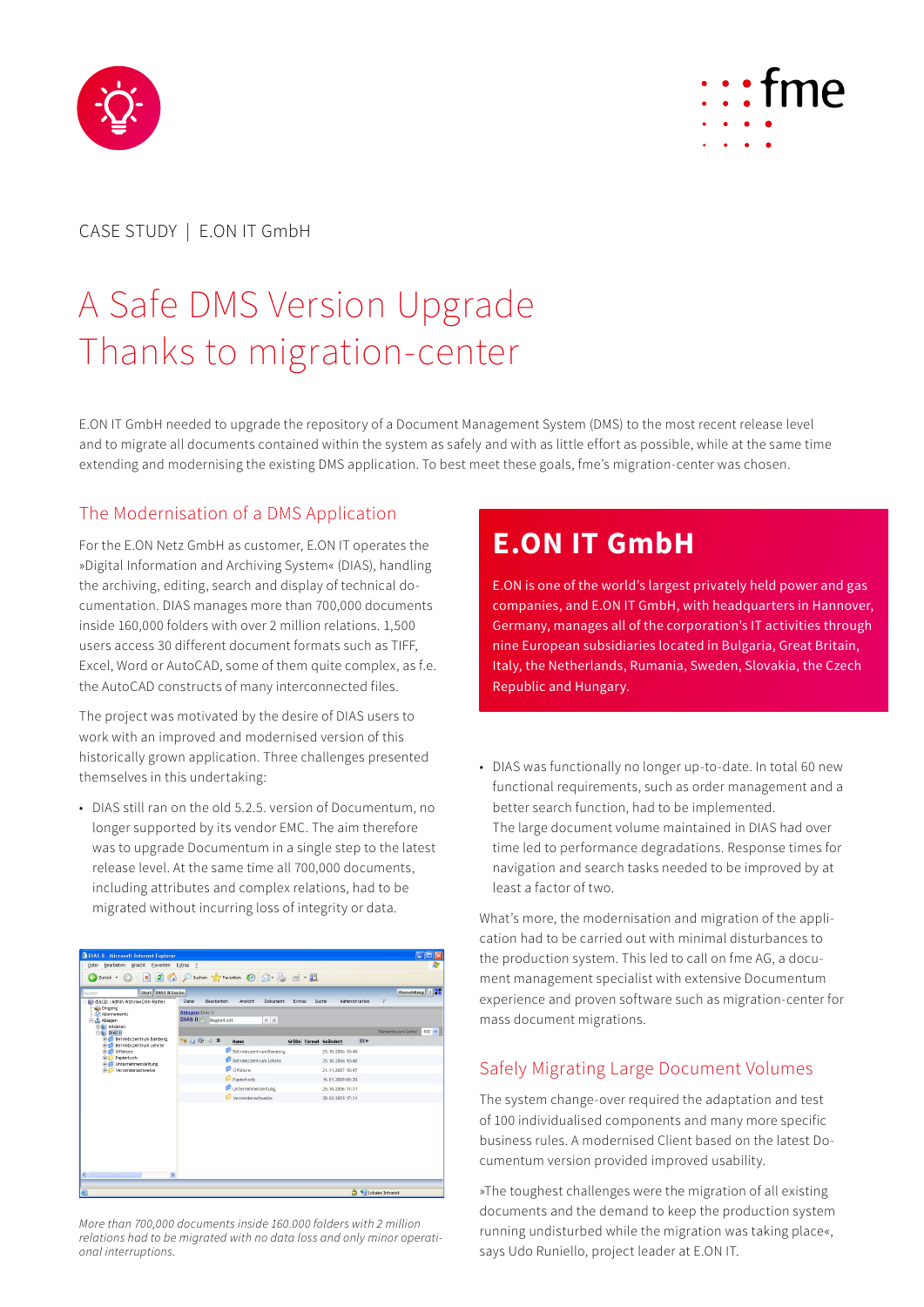CASE STUDY | E.ON IT GmbH

# A Safe DMS Version Upgrade Thanks to migration-center

E.ON IT GmbH needed to upgrade the repository of a Document Management System (DMS) to the most recent release level and to migrate all documents contained within the system as safely and with as little effort as possible, while at the same time extending and modernising the existing DMS application. To best meet these goals, fme's migration-center was chosen.

## E.ON IT GmbH

E.ON is one of the world's largest privately held power and gas companies, and E.ON IT GmbH, with headquarters in Hannover, Germany, manages all of the corporation's IT activities through nine European subsidiaries located in Bulgaria, Great Britain, Italy, the Netherlands, Rumania, Sweden, Slovakia, the Czech Republic and Hungary.

## The Modernisation of a DMS Application

For the E.ON Netz GmbH as customer, E.ON IT operates the »Digital Information and Archiving System« (DIAS), handling the archiving, editing, search and display of technical documentation. DIAS manages more than 700,000 documents inside 160,000 folders with over 2 million relations. 1,500 users access 30 different document formats such as TIFF, Excel, Word or AutoCAD, some of them quite complex, as f.e. the AutoCAD constructs of many interconnected files.

The project was motivated by the desire of DIAS users to work with an improved and modernised version of this historically grown application. Three challenges presented themselves in this undertaking:

- DIAS still ran on the old 5.2.5. version of Documentum, no longer supported by its vendor EMC. The aim therefore was to upgrade Documentum in a single step to the latest release level. At the same time all 700,000 documents, including attributes and complex relations, had to be migrated without incurring loss of integrity or data.

*More than 700,000 documents inside 160.000 folders with 2 million relations had to be migrated with no data loss and only minor operational interruptions.*

- DIAS was functionally no longer up-to-date. In total 60 new functional requirements, such as order management and a better search function, had to be implemented.
  The large document volume maintained in DIAS had over time led to performance degradations. Response times for navigation and search tasks needed to be improved by at least a factor of two.

What's more, the modernisation and migration of the application had to be carried out with minimal disturbances to the production system. This led to call on fme AG, a document management specialist with extensive Documentum experience and proven software such as migration-center for mass document migrations.

## Safely Migrating Large Document Volumes

The system change-over required the adaptation and test of 100 individualised components and many more specific business rules. A modernised Client based on the latest Documentum version provided improved usability.

»The toughest challenges were the migration of all existing documents and the demand to keep the production system running undisturbed while the migration was taking place«, says Udo Runiello, project leader at E.ON IT.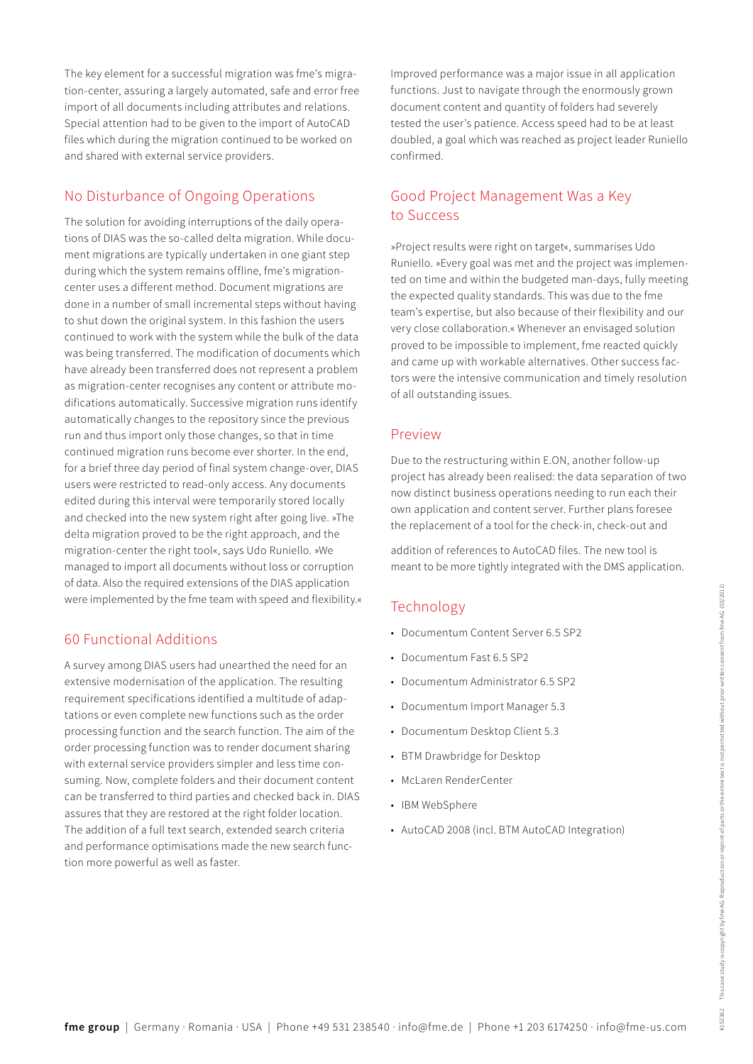The key element for a successful migration was fme's migration-center, assuring a largely automated, safe and error free import of all documents including attributes and relations. Special attention had to be given to the import of AutoCAD files which during the migration continued to be worked on and shared with external service providers.

## No Disturbance of Ongoing Operations

The solution for avoiding interruptions of the daily operations of DIAS was the so-called delta migration. While document migrations are typically undertaken in one giant step during which the system remains offline, fme's migration-center uses a different method. Document migrations are done in a number of small incremental steps without having to shut down the original system. In this fashion the users continued to work with the system while the bulk of the data was being transferred. The modification of documents which have already been transferred does not represent a problem as migration-center recognises any content or attribute modifications automatically. Successive migration runs identify automatically changes to the repository since the previous run and thus import only those changes, so that in time continued migration runs become ever shorter. In the end, for a brief three day period of final system change-over, DIAS users were restricted to read-only access. Any documents edited during this interval were temporarily stored locally and checked into the new system right after going live. »The delta migration proved to be the right approach, and the migration-center the right tool«, says Udo Runiello. »We managed to import all documents without loss or corruption of data. Also the required extensions of the DIAS application were implemented by the fme team with speed and flexibility.«

## 60 Functional Additions

A survey among DIAS users had unearthed the need for an extensive modernisation of the application. The resulting requirement specifications identified a multitude of adaptations or even complete new functions such as the order processing function and the search function. The aim of the order processing function was to render document sharing with external service providers simpler and less time consuming. Now, complete folders and their document content can be transferred to third parties and checked back in. DIAS assures that they are restored at the right folder location. The addition of a full text search, extended search criteria and performance optimisations made the new search function more powerful as well as faster.

Improved performance was a major issue in all application functions. Just to navigate through the enormously grown document content and quantity of folders had severely tested the user's patience. Access speed had to be at least doubled, a goal which was reached as project leader Runiello confirmed.

## Good Project Management Was a Key to Success

»Project results were right on target«, summarises Udo Runiello. »Every goal was met and the project was implemented on time and within the budgeted man-days, fully meeting the expected quality standards. This was due to the fme team's expertise, but also because of their flexibility and our very close collaboration.« Whenever an envisaged solution proved to be impossible to implement, fme reacted quickly and came up with workable alternatives. Other success factors were the intensive communication and timely resolution of all outstanding issues.

## Preview

Due to the restructuring within E.ON, another follow-up project has already been realised: the data separation of two now distinct business operations needing to run each their own application and content server. Further plans foresee the replacement of a tool for the check-in, check-out and addition of references to AutoCAD files. The new tool is meant to be more tightly integrated with the DMS application.

## Technology

- Documentum Content Server 6.5 SP2
- Documentum Fast 6.5 SP2
- Documentum Administrator 6.5 SP2
- Documentum Import Manager 5.3
- Documentum Desktop Client 5.3
- BTM Drawbridge for Desktop
- McLaren RenderCenter
- IBM WebSphere
- AutoCAD 2008 (incl. BTM AutoCAD Integration)

**fme group** | Germany · Romania · USA | Phone +49 531 238540 · info@fme.de | Phone +1 203 6174250 · info@fme-us.com

#153362 This case study is copyright by fme AG. Reproduction or reprint of parts or the entire text is not permitted without prior written consent from fme AG. (03/2011)